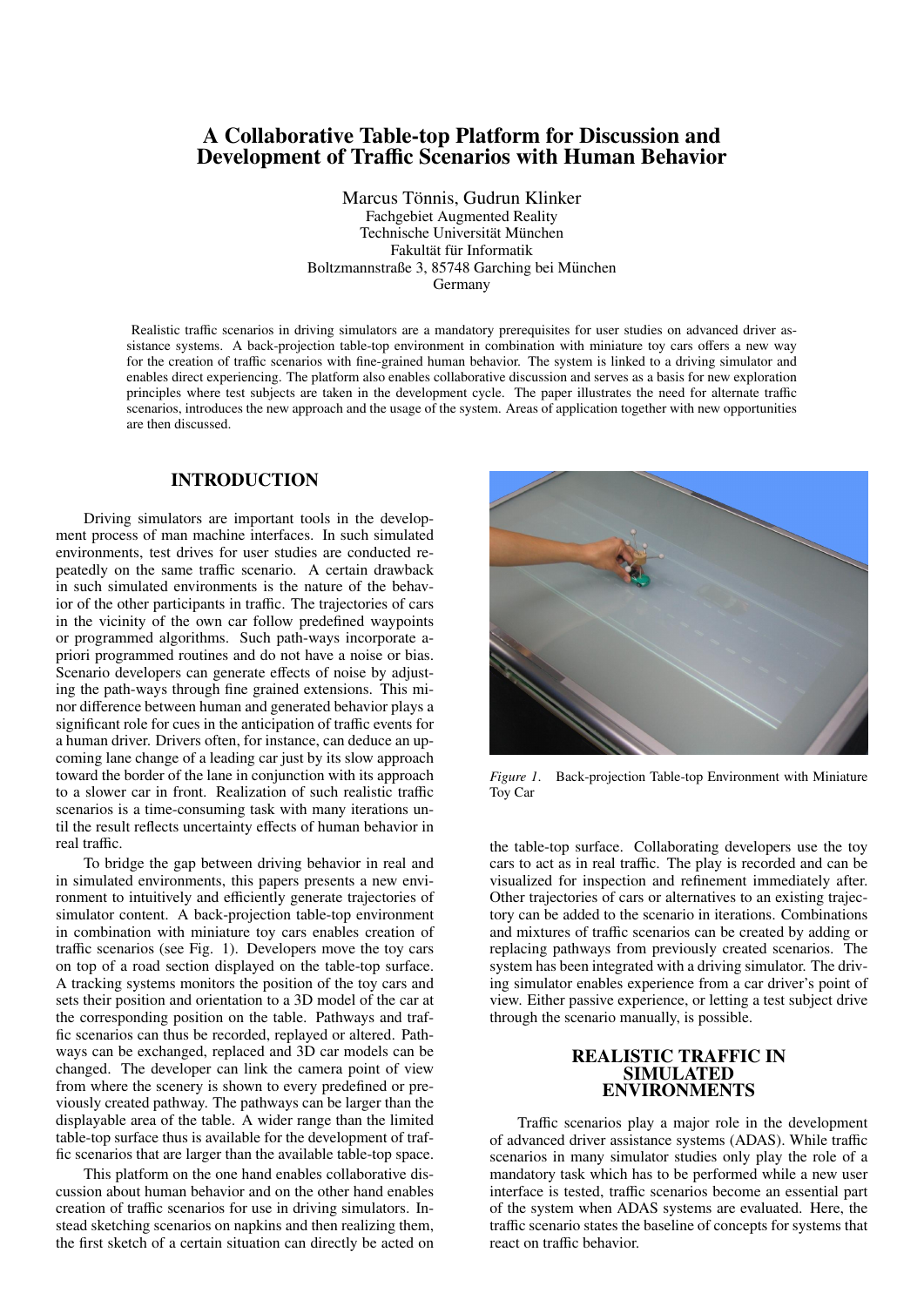# A Collaborative Table-top Platform for Discussion and Development of Traffic Scenarios with Human Behavior

Marcus Tönnis, Gudrun Klinker
Fachgebiet Augmented Reality
Technische Universität München
Fakultät für Informatik
Boltzmannstraße 3, 85748 Garching bei München
Germany

Realistic traffic scenarios in driving simulators are a mandatory prerequisites for user studies on advanced driver assistance systems. A back-projection table-top environment in combination with miniature toy cars offers a new way for the creation of traffic scenarios with fine-grained human behavior. The system is linked to a driving simulator and enables direct experiencing. The platform also enables collaborative discussion and serves as a basis for new exploration principles where test subjects are taken in the development cycle. The paper illustrates the need for alternate traffic scenarios, introduces the new approach and the usage of the system. Areas of application together with new opportunities are then discussed.

## INTRODUCTION

Driving simulators are important tools in the development process of man machine interfaces. In such simulated environments, test drives for user studies are conducted repeatedly on the same traffic scenario. A certain drawback in such simulated environments is the nature of the behavior of the other participants in traffic. The trajectories of cars in the vicinity of the own car follow predefined waypoints or programmed algorithms. Such path-ways incorporate a-priori programmed routines and do not have a noise or bias. Scenario developers can generate effects of noise by adjusting the path-ways through fine grained extensions. This minor difference between human and generated behavior plays a significant role for cues in the anticipation of traffic events for a human driver. Drivers often, for instance, can deduce an upcoming lane change of a leading car just by its slow approach toward the border of the lane in conjunction with its approach to a slower car in front. Realization of such realistic traffic scenarios is a time-consuming task with many iterations until the result reflects uncertainty effects of human behavior in real traffic.

To bridge the gap between driving behavior in real and in simulated environments, this papers presents a new environment to intuitively and efficiently generate trajectories of simulator content. A back-projection table-top environment in combination with miniature toy cars enables creation of traffic scenarios (see Fig. 1). Developers move the toy cars on top of a road section displayed on the table-top surface. A tracking systems monitors the position of the toy cars and sets their position and orientation to a 3D model of the car at the corresponding position on the table. Pathways and traffic scenarios can thus be recorded, replayed or altered. Pathways can be exchanged, replaced and 3D car models can be changed. The developer can link the camera point of view from where the scenery is shown to every predefined or previously created pathway. The pathways can be larger than the displayable area of the table. A wider range than the limited table-top surface thus is available for the development of traffic scenarios that are larger than the available table-top space.

This platform on the one hand enables collaborative discussion about human behavior and on the other hand enables creation of traffic scenarios for use in driving simulators. Instead sketching scenarios on napkins and then realizing them, the first sketch of a certain situation can directly be acted on the table-top surface. Collaborating developers use the toy cars to act as in real traffic. The play is recorded and can be visualized for inspection and refinement immediately after. Other trajectories of cars or alternatives to an existing trajectory can be added to the scenario in iterations. Combinations and mixtures of traffic scenarios can be created by adding or replacing pathways from previously created scenarios. The system has been integrated with a driving simulator. The driving simulator enables experience from a car driver's point of view. Either passive experience, or letting a test subject drive through the scenario manually, is possible.

*Figure 1.* Back-projection Table-top Environment with Miniature Toy Car

## REALISTIC TRAFFIC IN SIMULATED ENVIRONMENTS

Traffic scenarios play a major role in the development of advanced driver assistance systems (ADAS). While traffic scenarios in many simulator studies only play the role of a mandatory task which has to be performed while a new user interface is tested, traffic scenarios become an essential part of the system when ADAS systems are evaluated. Here, the traffic scenario states the baseline of concepts for systems that react on traffic behavior.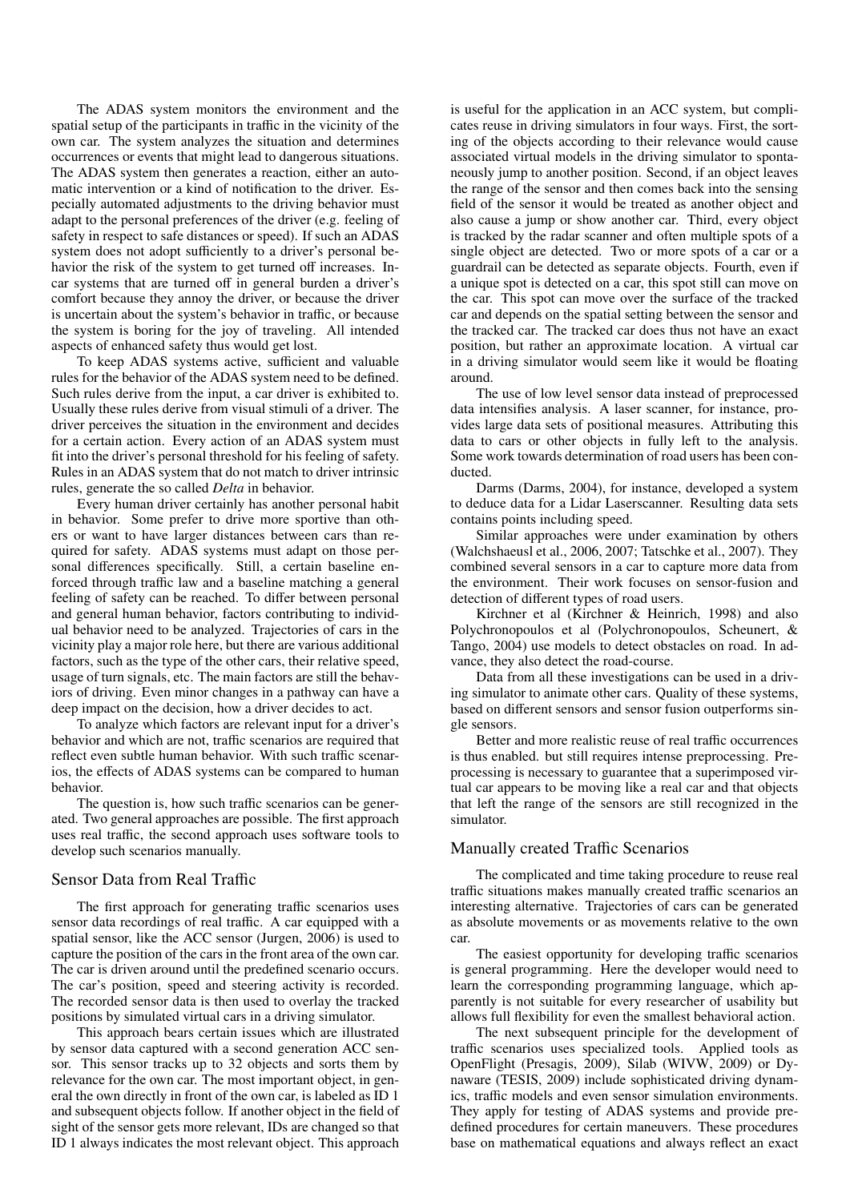The ADAS system monitors the environment and the spatial setup of the participants in traffic in the vicinity of the own car. The system analyzes the situation and determines occurrences or events that might lead to dangerous situations. The ADAS system then generates a reaction, either an automatic intervention or a kind of notification to the driver. Especially automated adjustments to the driving behavior must adapt to the personal preferences of the driver (e.g. feeling of safety in respect to safe distances or speed). If such an ADAS system does not adopt sufficiently to a driver's personal behavior the risk of the system to get turned off increases. In-car systems that are turned off in general burden a driver's comfort because they annoy the driver, or because the driver is uncertain about the system's behavior in traffic, or because the system is boring for the joy of traveling. All intended aspects of enhanced safety thus would get lost.

To keep ADAS systems active, sufficient and valuable rules for the behavior of the ADAS system need to be defined. Such rules derive from the input, a car driver is exhibited to. Usually these rules derive from visual stimuli of a driver. The driver perceives the situation in the environment and decides for a certain action. Every action of an ADAS system must fit into the driver's personal threshold for his feeling of safety. Rules in an ADAS system that do not match to driver intrinsic rules, generate the so called *Delta* in behavior.

Every human driver certainly has another personal habit in behavior. Some prefer to drive more sportive than others or want to have larger distances between cars than required for safety. ADAS systems must adapt on those personal differences specifically. Still, a certain baseline enforced through traffic law and a baseline matching a general feeling of safety can be reached. To differ between personal and general human behavior, factors contributing to individual behavior need to be analyzed. Trajectories of cars in the vicinity play a major role here, but there are various additional factors, such as the type of the other cars, their relative speed, usage of turn signals, etc. The main factors are still the behaviors of driving. Even minor changes in a pathway can have a deep impact on the decision, how a driver decides to act.

To analyze which factors are relevant input for a driver's behavior and which are not, traffic scenarios are required that reflect even subtle human behavior. With such traffic scenarios, the effects of ADAS systems can be compared to human behavior.

The question is, how such traffic scenarios can be generated. Two general approaches are possible. The first approach uses real traffic, the second approach uses software tools to develop such scenarios manually.

## Sensor Data from Real Traffic

The first approach for generating traffic scenarios uses sensor data recordings of real traffic. A car equipped with a spatial sensor, like the ACC sensor (Jurgen, 2006) is used to capture the position of the cars in the front area of the own car. The car is driven around until the predefined scenario occurs. The car's position, speed and steering activity is recorded. The recorded sensor data is then used to overlay the tracked positions by simulated virtual cars in a driving simulator.

This approach bears certain issues which are illustrated by sensor data captured with a second generation ACC sensor. This sensor tracks up to 32 objects and sorts them by relevance for the own car. The most important object, in general the own directly in front of the own car, is labeled as ID 1 and subsequent objects follow. If another object in the field of sight of the sensor gets more relevant, IDs are changed so that ID 1 always indicates the most relevant object. This approach is useful for the application in an ACC system, but complicates reuse in driving simulators in four ways. First, the sorting of the objects according to their relevance would cause associated virtual models in the driving simulator to spontaneously jump to another position. Second, if an object leaves the range of the sensor and then comes back into the sensing field of the sensor it would be treated as another object and also cause a jump or show another car. Third, every object is tracked by the radar scanner and often multiple spots of a single object are detected. Two or more spots of a car or a guardrail can be detected as separate objects. Fourth, even if a unique spot is detected on a car, this spot still can move on the car. This spot can move over the surface of the tracked car and depends on the spatial setting between the sensor and the tracked car. The tracked car does thus not have an exact position, but rather an approximate location. A virtual car in a driving simulator would seem like it would be floating around.

The use of low level sensor data instead of preprocessed data intensifies analysis. A laser scanner, for instance, provides large data sets of positional measures. Attributing this data to cars or other objects in fully left to the analysis. Some work towards determination of road users has been conducted.

Darms (Darms, 2004), for instance, developed a system to deduce data for a Lidar Laserscanner. Resulting data sets contains points including speed.

Similar approaches were under examination by others (Walchshaeusl et al., 2006, 2007; Tatschke et al., 2007). They combined several sensors in a car to capture more data from the environment. Their work focuses on sensor-fusion and detection of different types of road users.

Kirchner et al (Kirchner & Heinrich, 1998) and also Polychronopoulos et al (Polychronopoulos, Scheunert, & Tango, 2004) use models to detect obstacles on road. In advance, they also detect the road-course.

Data from all these investigations can be used in a driving simulator to animate other cars. Quality of these systems, based on different sensors and sensor fusion outperforms single sensors.

Better and more realistic reuse of real traffic occurrences is thus enabled. but still requires intense preprocessing. Preprocessing is necessary to guarantee that a superimposed virtual car appears to be moving like a real car and that objects that left the range of the sensors are still recognized in the simulator.

## Manually created Traffic Scenarios

The complicated and time taking procedure to reuse real traffic situations makes manually created traffic scenarios an interesting alternative. Trajectories of cars can be generated as absolute movements or as movements relative to the own car.

The easiest opportunity for developing traffic scenarios is general programming. Here the developer would need to learn the corresponding programming language, which apparently is not suitable for every researcher of usability but allows full flexibility for even the smallest behavioral action.

The next subsequent principle for the development of traffic scenarios uses specialized tools. Applied tools as OpenFlight (Presagis, 2009), Silab (WIVW, 2009) or Dynaware (TESIS, 2009) include sophisticated driving dynamics, traffic models and even sensor simulation environments. They apply for testing of ADAS systems and provide predefined procedures for certain maneuvers. These procedures base on mathematical equations and always reflect an exact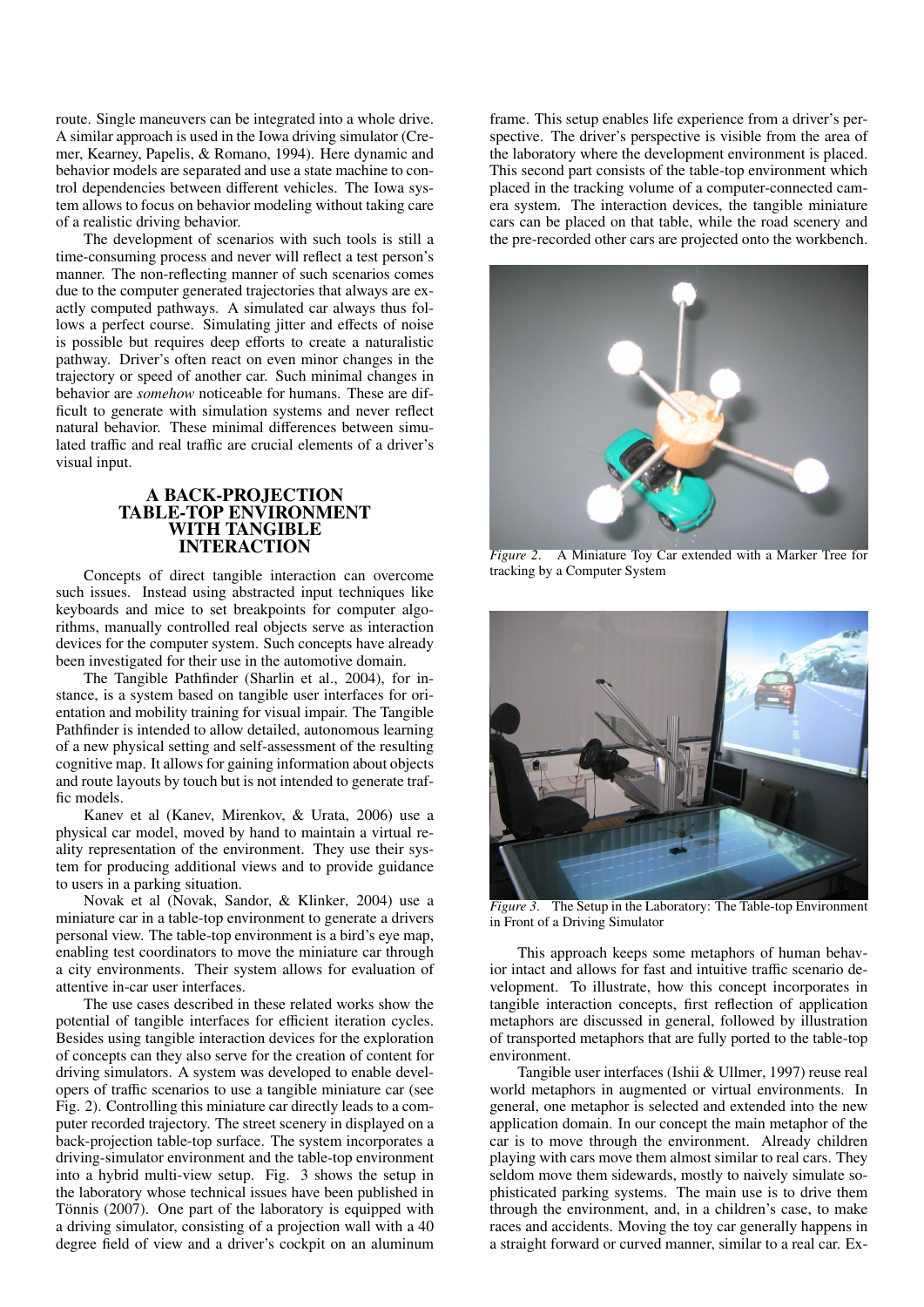route. Single maneuvers can be integrated into a whole drive. A similar approach is used in the Iowa driving simulator (Cremer, Kearney, Papelis, & Romano, 1994). Here dynamic and behavior models are separated and use a state machine to control dependencies between different vehicles. The Iowa system allows to focus on behavior modeling without taking care of a realistic driving behavior.

The development of scenarios with such tools is still a time-consuming process and never will reflect a test person's manner. The non-reflecting manner of such scenarios comes due to the computer generated trajectories that always are exactly computed pathways. A simulated car always thus follows a perfect course. Simulating jitter and effects of noise is possible but requires deep efforts to create a naturalistic pathway. Driver's often react on even minor changes in the trajectory or speed of another car. Such minimal changes in behavior are *somehow* noticeable for humans. These are difficult to generate with simulation systems and never reflect natural behavior. These minimal differences between simulated traffic and real traffic are crucial elements of a driver's visual input.

## A BACK-PROJECTION TABLE-TOP ENVIRONMENT WITH TANGIBLE INTERACTION

Concepts of direct tangible interaction can overcome such issues. Instead using abstracted input techniques like keyboards and mice to set breakpoints for computer algorithms, manually controlled real objects serve as interaction devices for the computer system. Such concepts have already been investigated for their use in the automotive domain.

The Tangible Pathfinder (Sharlin et al., 2004), for instance, is a system based on tangible user interfaces for orientation and mobility training for visual impair. The Tangible Pathfinder is intended to allow detailed, autonomous learning of a new physical setting and self-assessment of the resulting cognitive map. It allows for gaining information about objects and route layouts by touch but is not intended to generate traffic models.

Kanev et al (Kanev, Mirenkov, & Urata, 2006) use a physical car model, moved by hand to maintain a virtual reality representation of the environment. They use their system for producing additional views and to provide guidance to users in a parking situation.

Novak et al (Novak, Sandor, & Klinker, 2004) use a miniature car in a table-top environment to generate a drivers personal view. The table-top environment is a bird's eye map, enabling test coordinators to move the miniature car through a city environments. Their system allows for evaluation of attentive in-car user interfaces.

The use cases described in these related works show the potential of tangible interfaces for efficient iteration cycles. Besides using tangible interaction devices for the exploration of concepts can they also serve for the creation of content for driving simulators. A system was developed to enable developers of traffic scenarios to use a tangible miniature car (see Fig. 2). Controlling this miniature car directly leads to a computer recorded trajectory. The street scenery in displayed on a back-projection table-top surface. The system incorporates a driving-simulator environment and the table-top environment into a hybrid multi-view setup. Fig. 3 shows the setup in the laboratory whose technical issues have been published in Tönnis (2007). One part of the laboratory is equipped with a driving simulator, consisting of a projection wall with a 40 degree field of view and a driver's cockpit on an aluminum frame. This setup enables life experience from a driver's perspective. The driver's perspective is visible from the area of the laboratory where the development environment is placed. This second part consists of the table-top environment which placed in the tracking volume of a computer-connected camera system. The interaction devices, the tangible miniature cars can be placed on that table, while the road scenery and the pre-recorded other cars are projected onto the workbench.

*Figure 2*. A Miniature Toy Car extended with a Marker Tree for tracking by a Computer System

*Figure 3*. The Setup in the Laboratory: The Table-top Environment in Front of a Driving Simulator

This approach keeps some metaphors of human behavior intact and allows for fast and intuitive traffic scenario development. To illustrate, how this concept incorporates in tangible interaction concepts, first reflection of application metaphors are discussed in general, followed by illustration of transported metaphors that are fully ported to the table-top environment.

Tangible user interfaces (Ishii & Ullmer, 1997) reuse real world metaphors in augmented or virtual environments. In general, one metaphor is selected and extended into the new application domain. In our concept the main metaphor of the car is to move through the environment. Already children playing with cars move them almost similar to real cars. They seldom move them sidewards, mostly to naively simulate sophisticated parking systems. The main use is to drive them through the environment, and, in a children's case, to make races and accidents. Moving the toy car generally happens in a straight forward or curved manner, similar to a real car. Ex-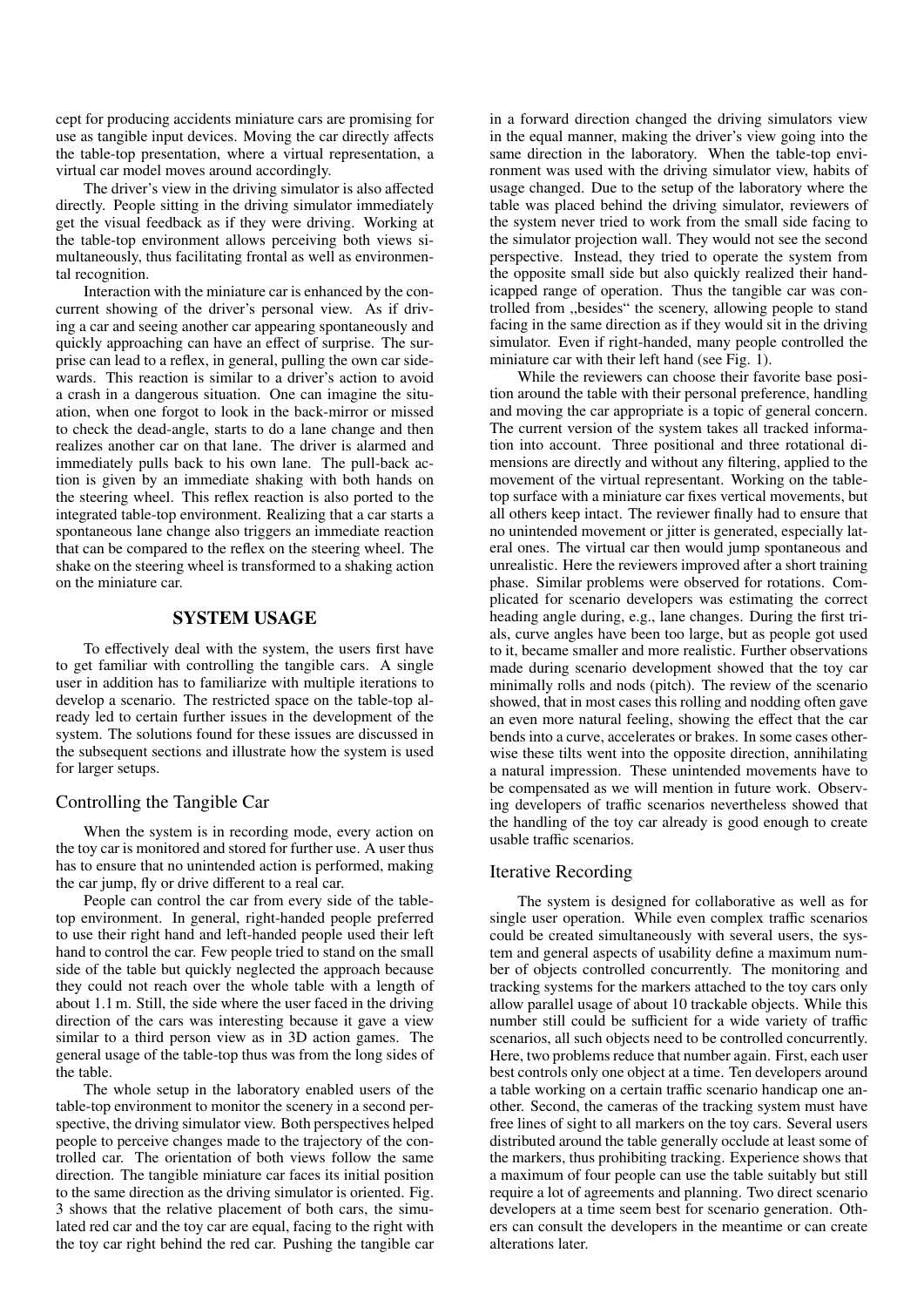cept for producing accidents miniature cars are promising for use as tangible input devices. Moving the car directly affects the table-top presentation, where a virtual representation, a virtual car model moves around accordingly.

The driver's view in the driving simulator is also affected directly. People sitting in the driving simulator immediately get the visual feedback as if they were driving. Working at the table-top environment allows perceiving both views simultaneously, thus facilitating frontal as well as environmental recognition.

Interaction with the miniature car is enhanced by the concurrent showing of the driver's personal view. As if driving a car and seeing another car appearing spontaneously and quickly approaching can have an effect of surprise. The surprise can lead to a reflex, in general, pulling the own car sidewards. This reaction is similar to a driver's action to avoid a crash in a dangerous situation. One can imagine the situation, when one forgot to look in the back-mirror or missed to check the dead-angle, starts to do a lane change and then realizes another car on that lane. The driver is alarmed and immediately pulls back to his own lane. The pull-back action is given by an immediate shaking with both hands on the steering wheel. This reflex reaction is also ported to the integrated table-top environment. Realizing that a car starts a spontaneous lane change also triggers an immediate reaction that can be compared to the reflex on the steering wheel. The shake on the steering wheel is transformed to a shaking action on the miniature car.

## SYSTEM USAGE

To effectively deal with the system, the users first have to get familiar with controlling the tangible cars. A single user in addition has to familiarize with multiple iterations to develop a scenario. The restricted space on the table-top already led to certain further issues in the development of the system. The solutions found for these issues are discussed in the subsequent sections and illustrate how the system is used for larger setups.

### Controlling the Tangible Car

When the system is in recording mode, every action on the toy car is monitored and stored for further use. A user thus has to ensure that no unintended action is performed, making the car jump, fly or drive different to a real car.

People can control the car from every side of the table-top environment. In general, right-handed people preferred to use their right hand and left-handed people used their left hand to control the car. Few people tried to stand on the small side of the table but quickly neglected the approach because they could not reach over the whole table with a length of about 1.1 m. Still, the side where the user faced in the driving direction of the cars was interesting because it gave a view similar to a third person view as in 3D action games. The general usage of the table-top thus was from the long sides of the table.

The whole setup in the laboratory enabled users of the table-top environment to monitor the scenery in a second perspective, the driving simulator view. Both perspectives helped people to perceive changes made to the trajectory of the controlled car. The orientation of both views follow the same direction. The tangible miniature car faces its initial position to the same direction as the driving simulator is oriented. Fig. 3 shows that the relative placement of both cars, the simulated red car and the toy car are equal, facing to the right with the toy car right behind the red car. Pushing the tangible car in a forward direction changed the driving simulators view in the equal manner, making the driver's view going into the same direction in the laboratory. When the table-top environment was used with the driving simulator view, habits of usage changed. Due to the setup of the laboratory where the table was placed behind the driving simulator, reviewers of the system never tried to work from the small side facing to the simulator projection wall. They would not see the second perspective. Instead, they tried to operate the system from the opposite small side but also quickly realized their handicapped range of operation. Thus the tangible car was controlled from „besides" the scenery, allowing people to stand facing in the same direction as if they would sit in the driving simulator. Even if right-handed, many people controlled the miniature car with their left hand (see Fig. 1).

While the reviewers can choose their favorite base position around the table with their personal preference, handling and moving the car appropriate is a topic of general concern. The current version of the system takes all tracked information into account. Three positional and three rotational dimensions are directly and without any filtering, applied to the movement of the virtual representant. Working on the table-top surface with a miniature car fixes vertical movements, but all others keep intact. The reviewer finally had to ensure that no unintended movement or jitter is generated, especially lateral ones. The virtual car then would jump spontaneous and unrealistic. Here the reviewers improved after a short training phase. Similar problems were observed for rotations. Complicated for scenario developers was estimating the correct heading angle during, e.g., lane changes. During the first trials, curve angles have been too large, but as people got used to it, became smaller and more realistic. Further observations made during scenario development showed that the toy car minimally rolls and nods (pitch). The review of the scenario showed, that in most cases this rolling and nodding often gave an even more natural feeling, showing the effect that the car bends into a curve, accelerates or brakes. In some cases otherwise these tilts went into the opposite direction, annihilating a natural impression. These unintended movements have to be compensated as we will mention in future work. Observing developers of traffic scenarios nevertheless showed that the handling of the toy car already is good enough to create usable traffic scenarios.

### Iterative Recording

The system is designed for collaborative as well as for single user operation. While even complex traffic scenarios could be created simultaneously with several users, the system and general aspects of usability define a maximum number of objects controlled concurrently. The monitoring and tracking systems for the markers attached to the toy cars only allow parallel usage of about 10 trackable objects. While this number still could be sufficient for a wide variety of traffic scenarios, all such objects need to be controlled concurrently. Here, two problems reduce that number again. First, each user best controls only one object at a time. Ten developers around a table working on a certain traffic scenario handicap one another. Second, the cameras of the tracking system must have free lines of sight to all markers on the toy cars. Several users distributed around the table generally occlude at least some of the markers, thus prohibiting tracking. Experience shows that a maximum of four people can use the table suitably but still require a lot of agreements and planning. Two direct scenario developers at a time seem best for scenario generation. Others can consult the developers in the meantime or can create alterations later.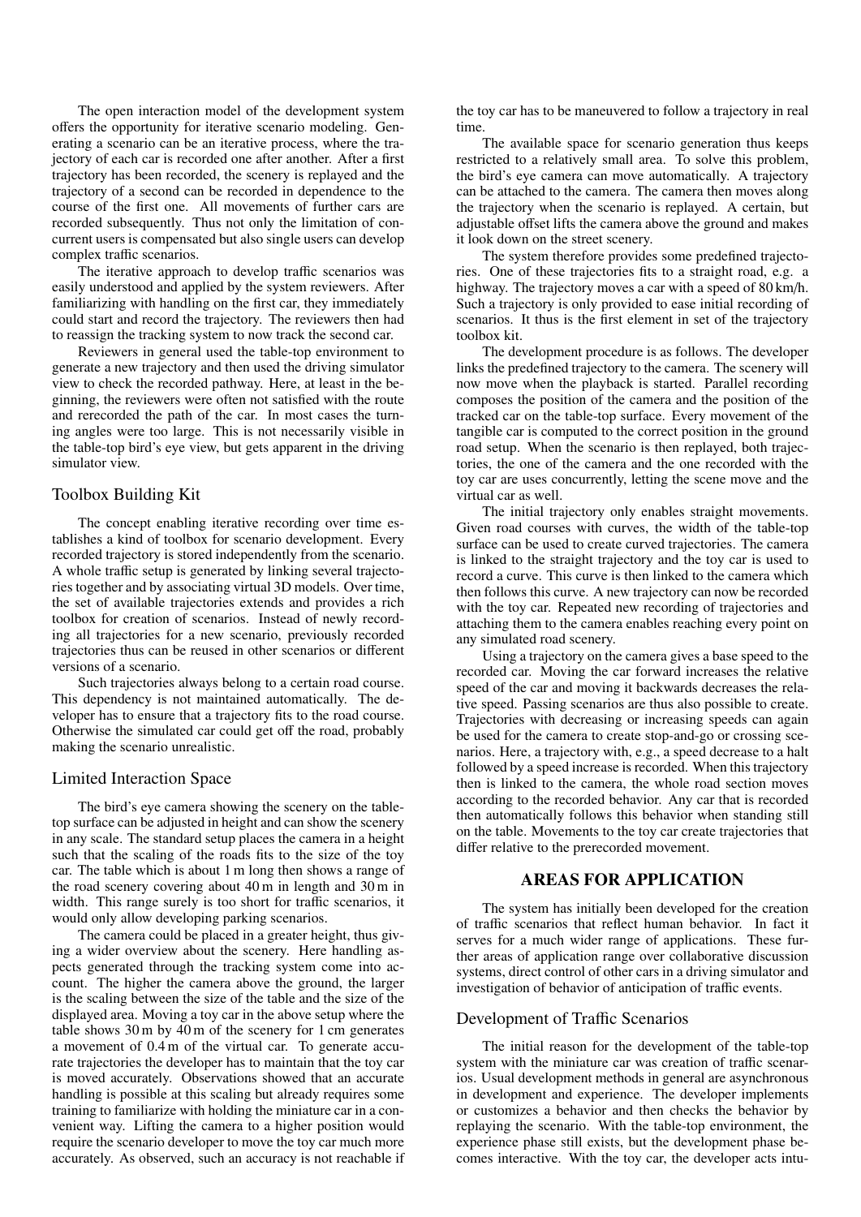The open interaction model of the development system offers the opportunity for iterative scenario modeling. Generating a scenario can be an iterative process, where the trajectory of each car is recorded one after another. After a first trajectory has been recorded, the scenery is replayed and the trajectory of a second can be recorded in dependence to the course of the first one. All movements of further cars are recorded subsequently. Thus not only the limitation of concurrent users is compensated but also single users can develop complex traffic scenarios.

The iterative approach to develop traffic scenarios was easily understood and applied by the system reviewers. After familiarizing with handling on the first car, they immediately could start and record the trajectory. The reviewers then had to reassign the tracking system to now track the second car.

Reviewers in general used the table-top environment to generate a new trajectory and then used the driving simulator view to check the recorded pathway. Here, at least in the beginning, the reviewers were often not satisfied with the route and rerecorded the path of the car. In most cases the turning angles were too large. This is not necessarily visible in the table-top bird's eye view, but gets apparent in the driving simulator view.

### Toolbox Building Kit

The concept enabling iterative recording over time establishes a kind of toolbox for scenario development. Every recorded trajectory is stored independently from the scenario. A whole traffic setup is generated by linking several trajectories together and by associating virtual 3D models. Over time, the set of available trajectories extends and provides a rich toolbox for creation of scenarios. Instead of newly recording all trajectories for a new scenario, previously recorded trajectories thus can be reused in other scenarios or different versions of a scenario.

Such trajectories always belong to a certain road course. This dependency is not maintained automatically. The developer has to ensure that a trajectory fits to the road course. Otherwise the simulated car could get off the road, probably making the scenario unrealistic.

### Limited Interaction Space

The bird's eye camera showing the scenery on the table-top surface can be adjusted in height and can show the scenery in any scale. The standard setup places the camera in a height such that the scaling of the roads fits to the size of the toy car. The table which is about 1 m long then shows a range of the road scenery covering about 40 m in length and 30 m in width. This range surely is too short for traffic scenarios, it would only allow developing parking scenarios.

The camera could be placed in a greater height, thus giving a wider overview about the scenery. Here handling aspects generated through the tracking system come into account. The higher the camera above the ground, the larger is the scaling between the size of the table and the size of the displayed area. Moving a toy car in the above setup where the table shows 30 m by 40 m of the scenery for 1 cm generates a movement of 0.4 m of the virtual car. To generate accurate trajectories the developer has to maintain that the toy car is moved accurately. Observations showed that an accurate handling is possible at this scaling but already requires some training to familiarize with holding the miniature car in a convenient way. Lifting the camera to a higher position would require the scenario developer to move the toy car much more accurately. As observed, such an accuracy is not reachable if the toy car has to be maneuvered to follow a trajectory in real time.

The available space for scenario generation thus keeps restricted to a relatively small area. To solve this problem, the bird's eye camera can move automatically. A trajectory can be attached to the camera. The camera then moves along the trajectory when the scenario is replayed. A certain, but adjustable offset lifts the camera above the ground and makes it look down on the street scenery.

The system therefore provides some predefined trajectories. One of these trajectories fits to a straight road, e.g. a highway. The trajectory moves a car with a speed of 80 km/h. Such a trajectory is only provided to ease initial recording of scenarios. It thus is the first element in set of the trajectory toolbox kit.

The development procedure is as follows. The developer links the predefined trajectory to the camera. The scenery will now move when the playback is started. Parallel recording composes the position of the camera and the position of the tracked car on the table-top surface. Every movement of the tangible car is computed to the correct position in the ground road setup. When the scenario is then replayed, both trajectories, the one of the camera and the one recorded with the toy car are uses concurrently, letting the scene move and the virtual car as well.

The initial trajectory only enables straight movements. Given road courses with curves, the width of the table-top surface can be used to create curved trajectories. The camera is linked to the straight trajectory and the toy car is used to record a curve. This curve is then linked to the camera which then follows this curve. A new trajectory can now be recorded with the toy car. Repeated new recording of trajectories and attaching them to the camera enables reaching every point on any simulated road scenery.

Using a trajectory on the camera gives a base speed to the recorded car. Moving the car forward increases the relative speed of the car and moving it backwards decreases the relative speed. Passing scenarios are thus also possible to create. Trajectories with decreasing or increasing speeds can again be used for the camera to create stop-and-go or crossing scenarios. Here, a trajectory with, e.g., a speed decrease to a halt followed by a speed increase is recorded. When this trajectory then is linked to the camera, the whole road section moves according to the recorded behavior. Any car that is recorded then automatically follows this behavior when standing still on the table. Movements to the toy car create trajectories that differ relative to the prerecorded movement.

## AREAS FOR APPLICATION

The system has initially been developed for the creation of traffic scenarios that reflect human behavior. In fact it serves for a much wider range of applications. These further areas of application range over collaborative discussion systems, direct control of other cars in a driving simulator and investigation of behavior of anticipation of traffic events.

### Development of Traffic Scenarios

The initial reason for the development of the table-top system with the miniature car was creation of traffic scenarios. Usual development methods in general are asynchronous in development and experience. The developer implements or customizes a behavior and then checks the behavior by replaying the scenario. With the table-top environment, the experience phase still exists, but the development phase becomes interactive. With the toy car, the developer acts intu-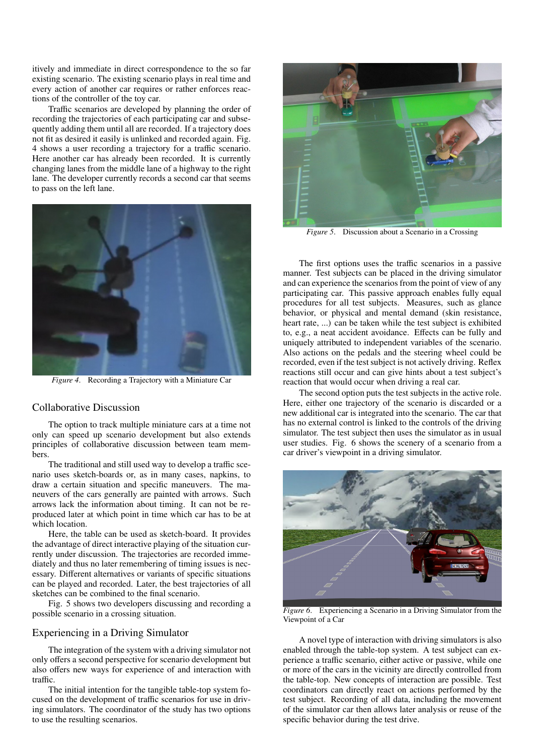itively and immediate in direct correspondence to the so far existing scenario. The existing scenario plays in real time and every action of another car requires or rather enforces reactions of the controller of the toy car.

Traffic scenarios are developed by planning the order of recording the trajectories of each participating car and subsequently adding them until all are recorded. If a trajectory does not fit as desired it easily is unlinked and recorded again. Fig. 4 shows a user recording a trajectory for a traffic scenario. Here another car has already been recorded. It is currently changing lanes from the middle lane of a highway to the right lane. The developer currently records a second car that seems to pass on the left lane.

*Figure 4.* Recording a Trajectory with a Miniature Car

## Collaborative Discussion

The option to track multiple miniature cars at a time not only can speed up scenario development but also extends principles of collaborative discussion between team members.

The traditional and still used way to develop a traffic scenario uses sketch-boards or, as in many cases, napkins, to draw a certain situation and specific maneuvers. The maneuvers of the cars generally are painted with arrows. Such arrows lack the information about timing. It can not be reproduced later at which point in time which car has to be at which location.

Here, the table can be used as sketch-board. It provides the advantage of direct interactive playing of the situation currently under discussion. The trajectories are recorded immediately and thus no later remembering of timing issues is necessary. Different alternatives or variants of specific situations can be played and recorded. Later, the best trajectories of all sketches can be combined to the final scenario.

Fig. 5 shows two developers discussing and recording a possible scenario in a crossing situation.

## Experiencing in a Driving Simulator

The integration of the system with a driving simulator not only offers a second perspective for scenario development but also offers new ways for experience of and interaction with traffic.

The initial intention for the tangible table-top system focused on the development of traffic scenarios for use in driving simulators. The coordinator of the study has two options to use the resulting scenarios.

*Figure 5.* Discussion about a Scenario in a Crossing

The first options uses the traffic scenarios in a passive manner. Test subjects can be placed in the driving simulator and can experience the scenarios from the point of view of any participating car. This passive approach enables fully equal procedures for all test subjects. Measures, such as glance behavior, or physical and mental demand (skin resistance, heart rate, ...) can be taken while the test subject is exhibited to, e.g., a neat accident avoidance. Effects can be fully and uniquely attributed to independent variables of the scenario. Also actions on the pedals and the steering wheel could be recorded, even if the test subject is not actively driving. Reflex reactions still occur and can give hints about a test subject's reaction that would occur when driving a real car.

The second option puts the test subjects in the active role. Here, either one trajectory of the scenario is discarded or a new additional car is integrated into the scenario. The car that has no external control is linked to the controls of the driving simulator. The test subject then uses the simulator as in usual user studies. Fig. 6 shows the scenery of a scenario from a car driver's viewpoint in a driving simulator.

*Figure 6.* Experiencing a Scenario in a Driving Simulator from the Viewpoint of a Car

A novel type of interaction with driving simulators is also enabled through the table-top system. A test subject can experience a traffic scenario, either active or passive, while one or more of the cars in the vicinity are directly controlled from the table-top. New concepts of interaction are possible. Test coordinators can directly react on actions performed by the test subject. Recording of all data, including the movement of the simulator car then allows later analysis or reuse of the specific behavior during the test drive.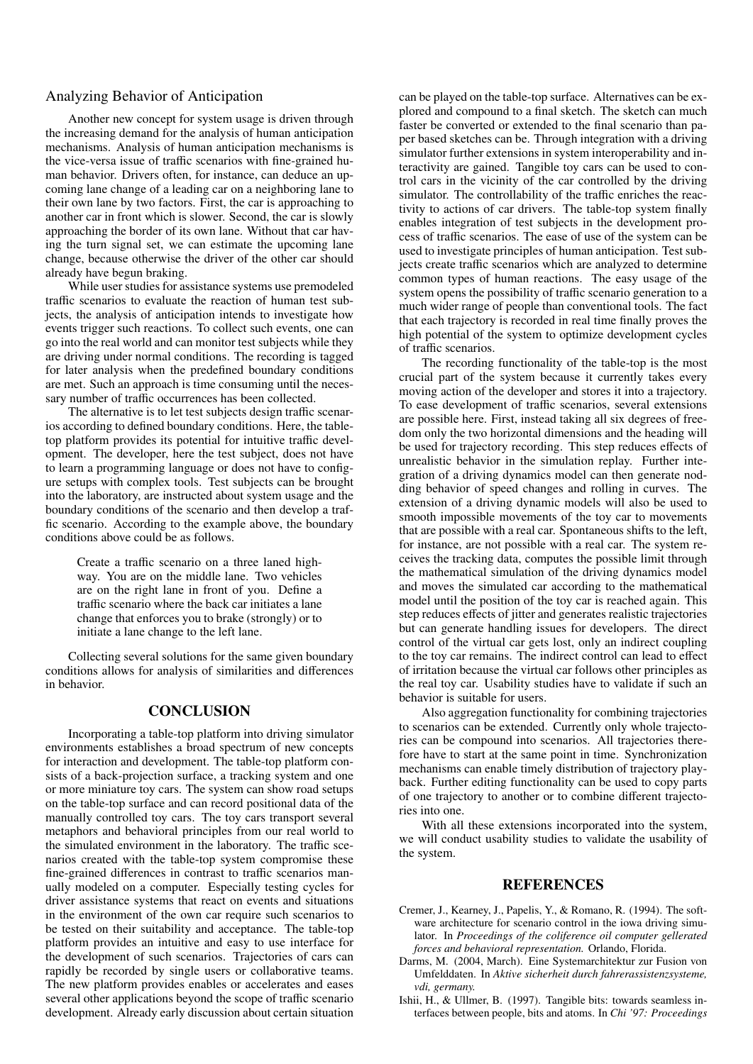### Analyzing Behavior of Anticipation

Another new concept for system usage is driven through the increasing demand for the analysis of human anticipation mechanisms. Analysis of human anticipation mechanisms is the vice-versa issue of traffic scenarios with fine-grained human behavior. Drivers often, for instance, can deduce an upcoming lane change of a leading car on a neighboring lane to their own lane by two factors. First, the car is approaching to another car in front which is slower. Second, the car is slowly approaching the border of its own lane. Without that car having the turn signal set, we can estimate the upcoming lane change, because otherwise the driver of the other car should already have begun braking.

While user studies for assistance systems use premodeled traffic scenarios to evaluate the reaction of human test subjects, the analysis of anticipation intends to investigate how events trigger such reactions. To collect such events, one can go into the real world and can monitor test subjects while they are driving under normal conditions. The recording is tagged for later analysis when the predefined boundary conditions are met. Such an approach is time consuming until the necessary number of traffic occurrences has been collected.

The alternative is to let test subjects design traffic scenarios according to defined boundary conditions. Here, the table-top platform provides its potential for intuitive traffic development. The developer, here the test subject, does not have to learn a programming language or does not have to configure setups with complex tools. Test subjects can be brought into the laboratory, are instructed about system usage and the boundary conditions of the scenario and then develop a traffic scenario. According to the example above, the boundary conditions above could be as follows.

> Create a traffic scenario on a three laned highway. You are on the middle lane. Two vehicles are on the right lane in front of you. Define a traffic scenario where the back car initiates a lane change that enforces you to brake (strongly) or to initiate a lane change to the left lane.

Collecting several solutions for the same given boundary conditions allows for analysis of similarities and differences in behavior.

## CONCLUSION

Incorporating a table-top platform into driving simulator environments establishes a broad spectrum of new concepts for interaction and development. The table-top platform consists of a back-projection surface, a tracking system and one or more miniature toy cars. The system can show road setups on the table-top surface and can record positional data of the manually controlled toy cars. The toy cars transport several metaphors and behavioral principles from our real world to the simulated environment in the laboratory. The traffic scenarios created with the table-top system compromise these fine-grained differences in contrast to traffic scenarios manually modeled on a computer. Especially testing cycles for driver assistance systems that react on events and situations in the environment of the own car require such scenarios to be tested on their suitability and acceptance. The table-top platform provides an intuitive and easy to use interface for the development of such scenarios. Trajectories of cars can rapidly be recorded by single users or collaborative teams. The new platform provides enables or accelerates and eases several other applications beyond the scope of traffic scenario development. Already early discussion about certain situation can be played on the table-top surface. Alternatives can be explored and compound to a final sketch. The sketch can much faster be converted or extended to the final scenario than paper based sketches can be. Through integration with a driving simulator further extensions in system interoperability and interactivity are gained. Tangible toy cars can be used to control cars in the vicinity of the car controlled by the driving simulator. The controllability of the traffic enriches the reactivity to actions of car drivers. The table-top system finally enables integration of test subjects in the development process of traffic scenarios. The ease of use of the system can be used to investigate principles of human anticipation. Test subjects create traffic scenarios which are analyzed to determine common types of human reactions. The easy usage of the system opens the possibility of traffic scenario generation to a much wider range of people than conventional tools. The fact that each trajectory is recorded in real time finally proves the high potential of the system to optimize development cycles of traffic scenarios.

The recording functionality of the table-top is the most crucial part of the system because it currently takes every moving action of the developer and stores it into a trajectory. To ease development of traffic scenarios, several extensions are possible here. First, instead taking all six degrees of freedom only the two horizontal dimensions and the heading will be used for trajectory recording. This step reduces effects of unrealistic behavior in the simulation replay. Further integration of a driving dynamics model can then generate nodding behavior of speed changes and rolling in curves. The extension of a driving dynamic models will also be used to smooth impossible movements of the toy car to movements that are possible with a real car. Spontaneous shifts to the left, for instance, are not possible with a real car. The system receives the tracking data, computes the possible limit through the mathematical simulation of the driving dynamics model and moves the simulated car according to the mathematical model until the position of the toy car is reached again. This step reduces effects of jitter and generates realistic trajectories but can generate handling issues for developers. The direct control of the virtual car gets lost, only an indirect coupling to the toy car remains. The indirect control can lead to effect of irritation because the virtual car follows other principles as the real toy car. Usability studies have to validate if such an behavior is suitable for users.

Also aggregation functionality for combining trajectories to scenarios can be extended. Currently only whole trajectories can be compound into scenarios. All trajectories therefore have to start at the same point in time. Synchronization mechanisms can enable timely distribution of trajectory playback. Further editing functionality can be used to copy parts of one trajectory to another or to combine different trajectories into one.

With all these extensions incorporated into the system, we will conduct usability studies to validate the usability of the system.

## REFERENCES

Cremer, J., Kearney, J., Papelis, Y., & Romano, R. (1994). The software architecture for scenario control in the iowa driving simulator. In *Proceedings of the coliference oil computer gellerated forces and behavioral representation.* Orlando, Florida.

Darms, M. (2004, March). Eine Systemarchitektur zur Fusion von Umfelddaten. In *Aktive sicherheit durch fahrerassistenzsysteme, vdi, germany.*

Ishii, H., & Ullmer, B. (1997). Tangible bits: towards seamless interfaces between people, bits and atoms. In *Chi '97: Proceedings*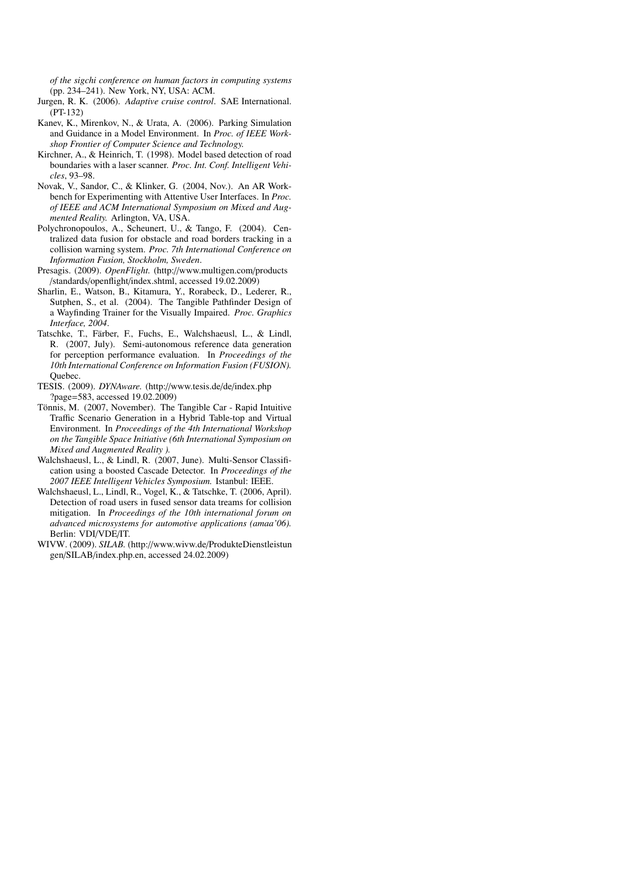*of the sigchi conference on human factors in computing systems* (pp. 234–241). New York, NY, USA: ACM.

Jurgen, R. K. (2006). *Adaptive cruise control*. SAE International. (PT-132)

Kanev, K., Mirenkov, N., & Urata, A. (2006). Parking Simulation and Guidance in a Model Environment. In *Proc. of IEEE Workshop Frontier of Computer Science and Technology.*

Kirchner, A., & Heinrich, T. (1998). Model based detection of road boundaries with a laser scanner. *Proc. Int. Conf. Intelligent Vehicles*, 93–98.

Novak, V., Sandor, C., & Klinker, G. (2004, Nov.). An AR Workbench for Experimenting with Attentive User Interfaces. In *Proc. of IEEE and ACM International Symposium on Mixed and Augmented Reality.* Arlington, VA, USA.

Polychronopoulos, A., Scheunert, U., & Tango, F. (2004). Centralized data fusion for obstacle and road borders tracking in a collision warning system. *Proc. 7th International Conference on Information Fusion, Stockholm, Sweden*.

Presagis. (2009). *OpenFlight.* (http://www.multigen.com/products/standards/openflight/index.shtml, accessed 19.02.2009)

Sharlin, E., Watson, B., Kitamura, Y., Rorabeck, D., Lederer, R., Sutphen, S., et al. (2004). The Tangible Pathfinder Design of a Wayfinding Trainer for the Visually Impaired. *Proc. Graphics Interface, 2004*.

Tatschke, T., Färber, F., Fuchs, E., Walchshaeusl, L., & Lindl, R. (2007, July). Semi-autonomous reference data generation for perception performance evaluation. In *Proceedings of the 10th International Conference on Information Fusion (FUSION).* Quebec.

TESIS. (2009). *DYNAware.* (http://www.tesis.de/de/index.php?page=583, accessed 19.02.2009)

Tönnis, M. (2007, November). The Tangible Car - Rapid Intuitive Traffic Scenario Generation in a Hybrid Table-top and Virtual Environment. In *Proceedings of the 4th International Workshop on the Tangible Space Initiative (6th International Symposium on Mixed and Augmented Reality ).*

Walchshaeusl, L., & Lindl, R. (2007, June). Multi-Sensor Classification using a boosted Cascade Detector. In *Proceedings of the 2007 IEEE Intelligent Vehicles Symposium.* Istanbul: IEEE.

Walchshaeusl, L., Lindl, R., Vogel, K., & Tatschke, T. (2006, April). Detection of road users in fused sensor data treams for collision mitigation. In *Proceedings of the 10th international forum on advanced microsystems for automotive applications (amaa'06).* Berlin: VDI/VDE/IT.

WIVW. (2009). *SILAB.* (http://www.wivw.de/ProdukteDienstleistungen/SILAB/index.php.en, accessed 24.02.2009)